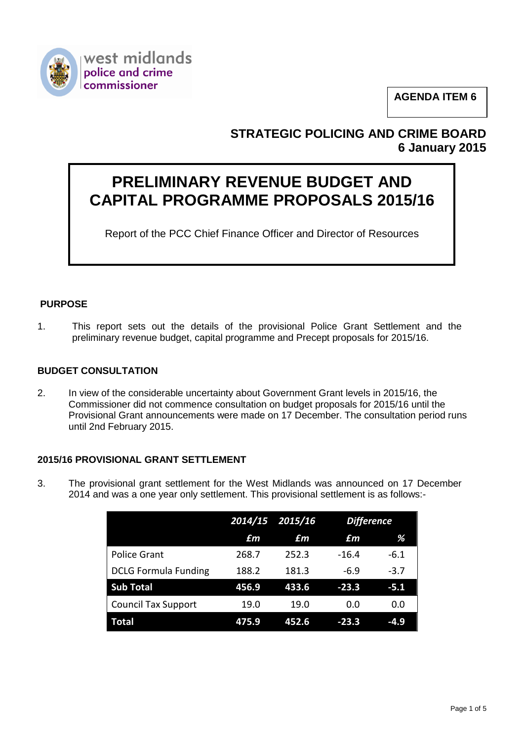west midlands police and crime commissioner

**AGENDA ITEM 6**

**STRATEGIC POLICING AND CRIME BOARD**
**6 January 2015**

# PRELIMINARY REVENUE BUDGET AND CAPITAL PROGRAMME PROPOSALS 2015/16

Report of the PCC Chief Finance Officer and Director of Resources

## PURPOSE

1. This report sets out the details of the provisional Police Grant Settlement and the preliminary revenue budget, capital programme and Precept proposals for 2015/16.

## BUDGET CONSULTATION

2. In view of the considerable uncertainty about Government Grant levels in 2015/16, the Commissioner did not commence consultation on budget proposals for 2015/16 until the Provisional Grant announcements were made on 17 December. The consultation period runs until 2nd February 2015.

## 2015/16 PROVISIONAL GRANT SETTLEMENT

3. The provisional grant settlement for the West Midlands was announced on 17 December 2014 and was a one year only settlement. This provisional settlement is as follows:-

| | *2014/15* | *2015/16* | *Difference* | |
|---|---|---|---|---|
| | *£m* | *£m* | *£m* | *%* |
| Police Grant | 268.7 | 252.3 | -16.4 | -6.1 |
| DCLG Formula Funding | 188.2 | 181.3 | -6.9 | -3.7 |
| **Sub Total** | **456.9** | **433.6** | **-23.3** | **-5.1** |
| Council Tax Support | 19.0 | 19.0 | 0.0 | 0.0 |
| **Total** | **475.9** | **452.6** | **-23.3** | **-4.9** |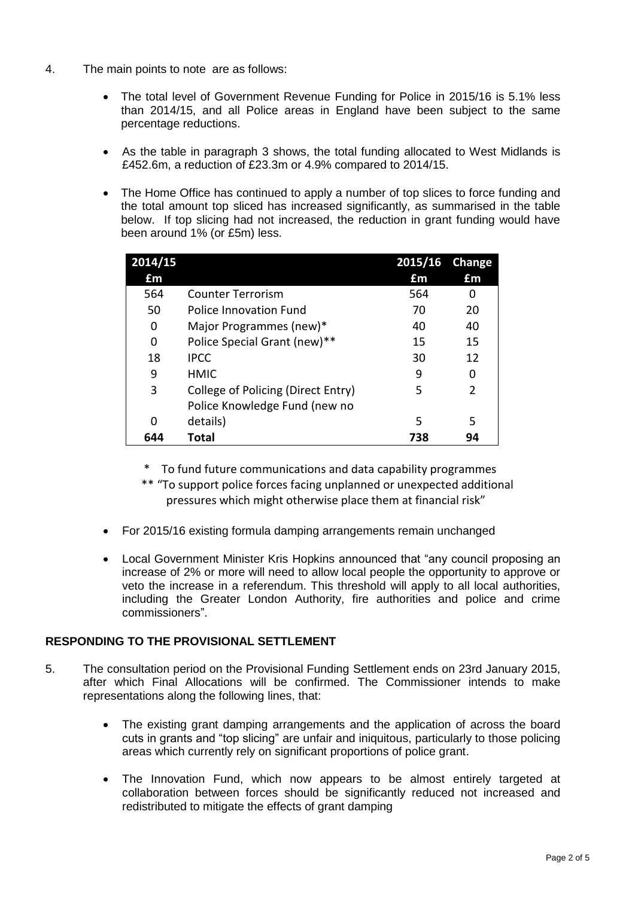4. The main points to note are as follows:

   - The total level of Government Revenue Funding for Police in 2015/16 is 5.1% less than 2014/15, and all Police areas in England have been subject to the same percentage reductions.

   - As the table in paragraph 3 shows, the total funding allocated to West Midlands is £452.6m, a reduction of £23.3m or 4.9% compared to 2014/15.

   - The Home Office has continued to apply a number of top slices to force funding and the total amount top sliced has increased significantly, as summarised in the table below. If top slicing had not increased, the reduction in grant funding would have been around 1% (or £5m) less.

| 2014/15 £m | | 2015/16 £m | Change £m |
|---|---|---|---|
| 564 | Counter Terrorism | 564 | 0 |
| 50 | Police Innovation Fund | 70 | 20 |
| 0 | Major Programmes (new)* | 40 | 40 |
| 0 | Police Special Grant (new)** | 15 | 15 |
| 18 | IPCC | 30 | 12 |
| 9 | HMIC | 9 | 0 |
| 3 | College of Policing (Direct Entry) | 5 | 2 |
| 0 | Police Knowledge Fund (new no details) | 5 | 5 |
| **644** | **Total** | **738** | **94** |

\* To fund future communications and data capability programmes

\*\* "To support police forces facing unplanned or unexpected additional pressures which might otherwise place them at financial risk"

   - For 2015/16 existing formula damping arrangements remain unchanged

   - Local Government Minister Kris Hopkins announced that "any council proposing an increase of 2% or more will need to allow local people the opportunity to approve or veto the increase in a referendum. This threshold will apply to all local authorities, including the Greater London Authority, fire authorities and police and crime commissioners".

## RESPONDING TO THE PROVISIONAL SETTLEMENT

5. The consultation period on the Provisional Funding Settlement ends on 23rd January 2015, after which Final Allocations will be confirmed. The Commissioner intends to make representations along the following lines, that:

   - The existing grant damping arrangements and the application of across the board cuts in grants and "top slicing" are unfair and iniquitous, particularly to those policing areas which currently rely on significant proportions of police grant.

   - The Innovation Fund, which now appears to be almost entirely targeted at collaboration between forces should be significantly reduced not increased and redistributed to mitigate the effects of grant damping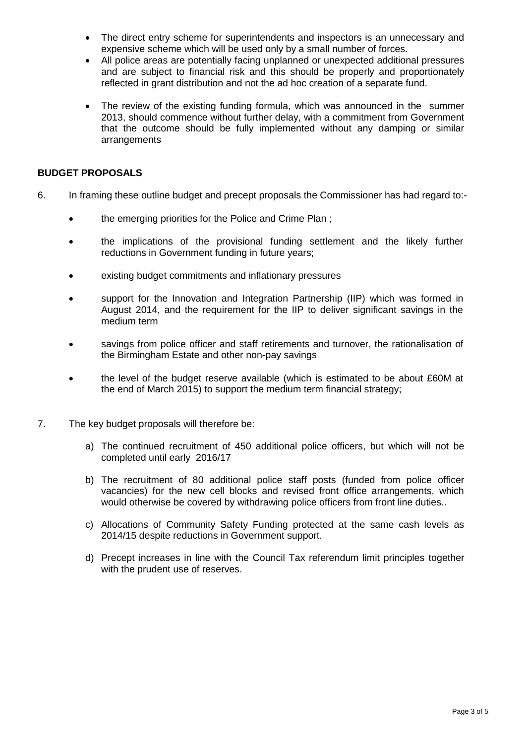- The direct entry scheme for superintendents and inspectors is an unnecessary and expensive scheme which will be used only by a small number of forces.
- All police areas are potentially facing unplanned or unexpected additional pressures and are subject to financial risk and this should be properly and proportionately reflected in grant distribution and not the ad hoc creation of a separate fund.
- The review of the existing funding formula, which was announced in the summer 2013, should commence without further delay, with a commitment from Government that the outcome should be fully implemented without any damping or similar arrangements

## BUDGET PROPOSALS

6. In framing these outline budget and precept proposals the Commissioner has had regard to:-

   - the emerging priorities for the Police and Crime Plan ;
   - the implications of the provisional funding settlement and the likely further reductions in Government funding in future years;
   - existing budget commitments and inflationary pressures
   - support for the Innovation and Integration Partnership (IIP) which was formed in August 2014, and the requirement for the IIP to deliver significant savings in the medium term
   - savings from police officer and staff retirements and turnover, the rationalisation of the Birmingham Estate and other non-pay savings
   - the level of the budget reserve available (which is estimated to be about £60M at the end of March 2015) to support the medium term financial strategy;

7. The key budget proposals will therefore be:

   a) The continued recruitment of 450 additional police officers, but which will not be completed until early 2016/17

   b) The recruitment of 80 additional police staff posts (funded from police officer vacancies) for the new cell blocks and revised front office arrangements, which would otherwise be covered by withdrawing police officers from front line duties..

   c) Allocations of Community Safety Funding protected at the same cash levels as 2014/15 despite reductions in Government support.

   d) Precept increases in line with the Council Tax referendum limit principles together with the prudent use of reserves.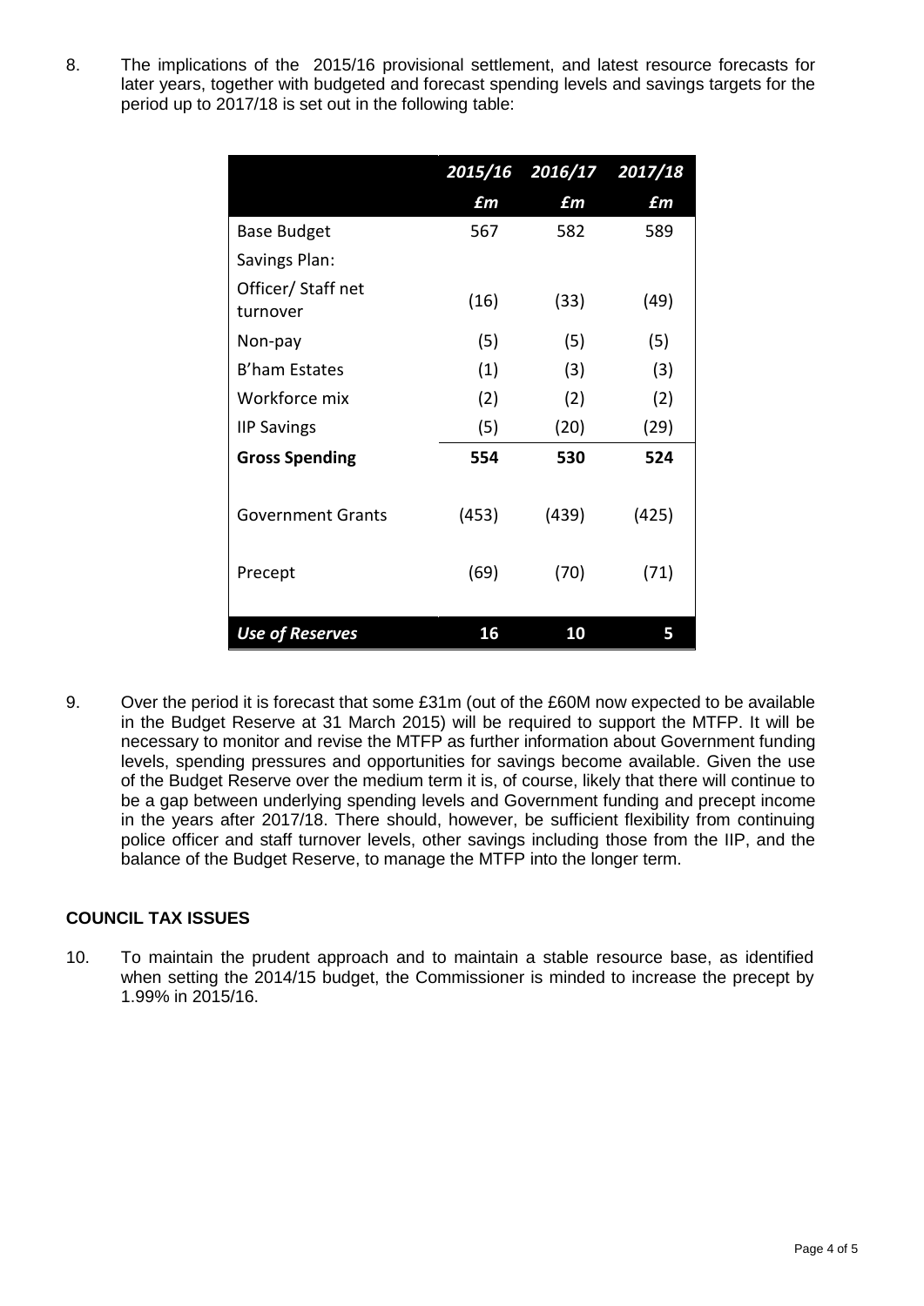8. The implications of the 2015/16 provisional settlement, and latest resource forecasts for later years, together with budgeted and forecast spending levels and savings targets for the period up to 2017/18 is set out in the following table:

| | *2015/16* | *2016/17* | *2017/18* |
|---|---|---|---|
| | *£m* | *£m* | *£m* |
| Base Budget | 567 | 582 | 589 |
| Savings Plan: | | | |
| Officer/ Staff net turnover | (16) | (33) | (49) |
| Non-pay | (5) | (5) | (5) |
| B'ham Estates | (1) | (3) | (3) |
| Workforce mix | (2) | (2) | (2) |
| IIP Savings | (5) | (20) | (29) |
| **Gross Spending** | **554** | **530** | **524** |
| Government Grants | (453) | (439) | (425) |
| Precept | (69) | (70) | (71) |
| ***Use of Reserves*** | **16** | **10** | **5** |

9. Over the period it is forecast that some £31m (out of the £60M now expected to be available in the Budget Reserve at 31 March 2015) will be required to support the MTFP. It will be necessary to monitor and revise the MTFP as further information about Government funding levels, spending pressures and opportunities for savings become available. Given the use of the Budget Reserve over the medium term it is, of course, likely that there will continue to be a gap between underlying spending levels and Government funding and precept income in the years after 2017/18. There should, however, be sufficient flexibility from continuing police officer and staff turnover levels, other savings including those from the IIP, and the balance of the Budget Reserve, to manage the MTFP into the longer term.

## COUNCIL TAX ISSUES

10. To maintain the prudent approach and to maintain a stable resource base, as identified when setting the 2014/15 budget, the Commissioner is minded to increase the precept by 1.99% in 2015/16.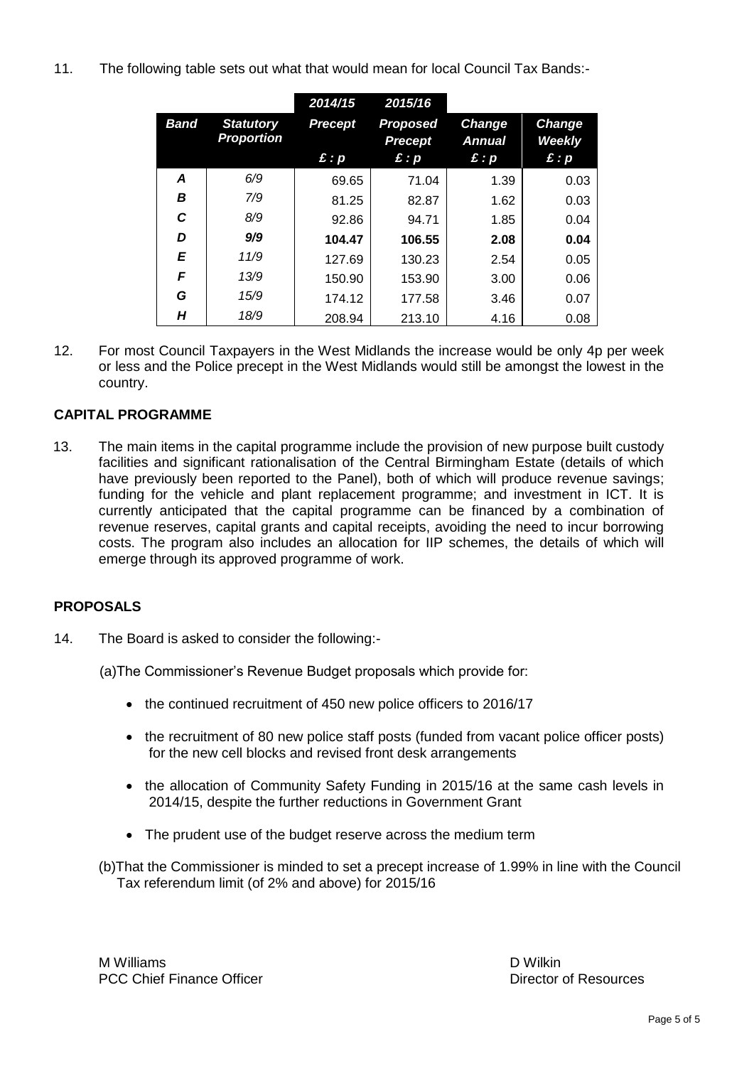11. The following table sets out what that would mean for local Council Tax Bands:-

| *Band* | *Statutory Proportion* | *2014/15 Precept £ : p* | *2015/16 Proposed Precept £ : p* | *Change Annual £ : p* | *Change Weekly £ : p* |
|---|---|---|---|---|---|
| *A* | *6/9* | 69.65 | 71.04 | 1.39 | 0.03 |
| *B* | *7/9* | 81.25 | 82.87 | 1.62 | 0.03 |
| *C* | *8/9* | 92.86 | 94.71 | 1.85 | 0.04 |
| *D* | ***9/9*** | **104.47** | **106.55** | **2.08** | **0.04** |
| *E* | *11/9* | 127.69 | 130.23 | 2.54 | 0.05 |
| *F* | *13/9* | 150.90 | 153.90 | 3.00 | 0.06 |
| *G* | *15/9* | 174.12 | 177.58 | 3.46 | 0.07 |
| *H* | *18/9* | 208.94 | 213.10 | 4.16 | 0.08 |

12. For most Council Taxpayers in the West Midlands the increase would be only 4p per week or less and the Police precept in the West Midlands would still be amongst the lowest in the country.

## CAPITAL PROGRAMME

13. The main items in the capital programme include the provision of new purpose built custody facilities and significant rationalisation of the Central Birmingham Estate (details of which have previously been reported to the Panel), both of which will produce revenue savings; funding for the vehicle and plant replacement programme; and investment in ICT. It is currently anticipated that the capital programme can be financed by a combination of revenue reserves, capital grants and capital receipts, avoiding the need to incur borrowing costs. The program also includes an allocation for IIP schemes, the details of which will emerge through its approved programme of work.

## PROPOSALS

14. The Board is asked to consider the following:-

(a)The Commissioner's Revenue Budget proposals which provide for:

- the continued recruitment of 450 new police officers to 2016/17
- the recruitment of 80 new police staff posts (funded from vacant police officer posts) for the new cell blocks and revised front desk arrangements
- the allocation of Community Safety Funding in 2015/16 at the same cash levels in 2014/15, despite the further reductions in Government Grant
- The prudent use of the budget reserve across the medium term

(b)That the Commissioner is minded to set a precept increase of 1.99% in line with the Council Tax referendum limit (of 2% and above) for 2015/16

M Williams
PCC Chief Finance Officer

D Wilkin
Director of Resources